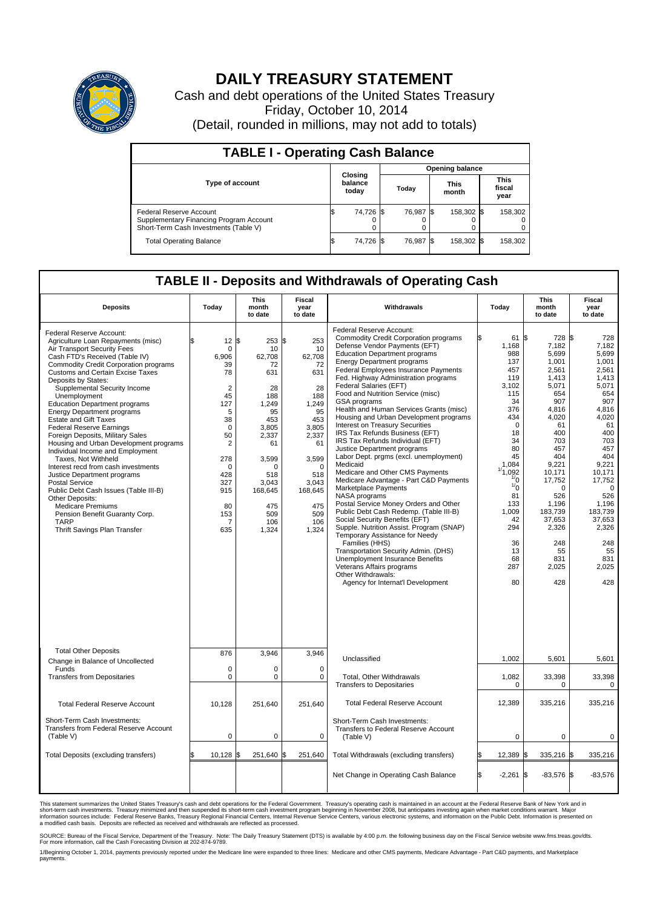# DAILY TREASURY STATEMENT

Cash and debt operations of the United States Treasury

Friday, October 10, 2014

(Detail, rounded in millions, may not add to totals)

## TABLE I - Operating Cash Balance

| Type of account | Closing balance today | Opening balance Today | Opening balance This month | Opening balance This fiscal year |
|---|---|---|---|---|
| Federal Reserve Account | $ 74,726 | $ 76,987 | $ 158,302 | $ 158,302 |
| Supplementary Financing Program Account | 0 | 0 | 0 | 0 |
| Short-Term Cash Investments (Table V) | 0 | 0 | 0 | 0 |
| Total Operating Balance | $ 74,726 | $ 76,987 | $ 158,302 | $ 158,302 |

## TABLE II - Deposits and Withdrawals of Operating Cash

| Deposits | Today | This month to date | Fiscal year to date |
|---|---|---|---|
| Federal Reserve Account: | | | |
| Agriculture Loan Repayments (misc) | $ 12 | $ 253 | $ 253 |
| Air Transport Security Fees | 0 | 10 | 10 |
| Cash FTD's Received (Table IV) | 6,906 | 62,708 | 62,708 |
| Commodity Credit Corporation programs | 39 | 72 | 72 |
| Customs and Certain Excise Taxes | 78 | 631 | 631 |
| Deposits by States: | | | |
| Supplemental Security Income | 2 | 28 | 28 |
| Unemployment | 45 | 188 | 188 |
| Education Department programs | 127 | 1,249 | 1,249 |
| Energy Department programs | 5 | 95 | 95 |
| Estate and Gift Taxes | 38 | 453 | 453 |
| Federal Reserve Earnings | 0 | 3,805 | 3,805 |
| Foreign Deposits, Military Sales | 50 | 2,337 | 2,337 |
| Housing and Urban Development programs | 2 | 61 | 61 |
| Individual Income and Employment Taxes, Not Withheld | 278 | 3,599 | 3,599 |
| Interest recd from cash investments | 0 | 0 | 0 |
| Justice Department programs | 428 | 518 | 518 |
| Postal Service | 327 | 3,043 | 3,043 |
| Public Debt Cash Issues (Table III-B) | 915 | 168,645 | 168,645 |
| Other Deposits: | | | |
| Medicare Premiums | 80 | 475 | 475 |
| Pension Benefit Guaranty Corp. | 153 | 509 | 509 |
| TARP | 7 | 106 | 106 |
| Thrift Savings Plan Transfer | 635 | 1,324 | 1,324 |
| Total Other Deposits | 876 | 3,946 | 3,946 |
| Change in Balance of Uncollected Funds | 0 | 0 | 0 |
| Transfers from Depositaries | 0 | 0 | 0 |
| Total Federal Reserve Account | 10,128 | 251,640 | 251,640 |
| Short-Term Cash Investments: Transfers from Federal Reserve Account (Table V) | 0 | 0 | 0 |
| Total Deposits (excluding transfers) | $ 10,128 | $ 251,640 | $ 251,640 |

| Withdrawals | Today | This month to date | Fiscal year to date |
|---|---|---|---|
| Federal Reserve Account: | | | |
| Commodity Credit Corporation programs | $ 61 | $ 728 | $ 728 |
| Defense Vendor Payments (EFT) | 1,168 | 7,182 | 7,182 |
| Education Department programs | 988 | 5,699 | 5,699 |
| Energy Department programs | 137 | 1,001 | 1,001 |
| Federal Employees Insurance Payments | 457 | 2,561 | 2,561 |
| Fed. Highway Administration programs | 119 | 1,413 | 1,413 |
| Federal Salaries (EFT) | 3,102 | 5,071 | 5,071 |
| Food and Nutrition Service (misc) | 115 | 654 | 654 |
| GSA programs | 34 | 907 | 907 |
| Health and Human Services Grants (misc) | 376 | 4,816 | 4,816 |
| Housing and Urban Development programs | 434 | 4,020 | 4,020 |
| Interest on Treasury Securities | 0 | 61 | 61 |
| IRS Tax Refunds Business (EFT) | 18 | 400 | 400 |
| IRS Tax Refunds Individual (EFT) | 34 | 703 | 703 |
| Justice Department programs | 80 | 457 | 457 |
| Labor Dept. prgms (excl. unemployment) | 45 | 404 | 404 |
| Medicaid | 1,084 | 9,221 | 9,221 |
| Medicare and Other CMS Payments | [1]1,092 | 10,171 | 10,171 |
| Medicare Advantage - Part C&D Payments | [1]0 | 17,752 | 17,752 |
| Marketplace Payments | [1]0 | 0 | 0 |
| NASA programs | 81 | 526 | 526 |
| Postal Service Money Orders and Other | 133 | 1,196 | 1,196 |
| Public Debt Cash Redemp. (Table III-B) | 1,009 | 183,739 | 183,739 |
| Social Security Benefits (EFT) | 42 | 37,653 | 37,653 |
| Supple. Nutrition Assist. Program (SNAP) | 294 | 2,326 | 2,326 |
| Temporary Assistance for Needy Families (HHS) | 36 | 248 | 248 |
| Transportation Security Admin. (DHS) | 13 | 55 | 55 |
| Unemployment Insurance Benefits | 68 | 831 | 831 |
| Veterans Affairs programs | 287 | 2,025 | 2,025 |
| Other Withdrawals: | | | |
| Agency for Internat'l Development | 80 | 428 | 428 |
| Unclassified | 1,002 | 5,601 | 5,601 |
| Total, Other Withdrawals | 1,082 | 33,398 | 33,398 |
| Transfers to Depositaries | 0 | 0 | 0 |
| Total Federal Reserve Account | 12,389 | 335,216 | 335,216 |
| Short-Term Cash Investments: Transfers to Federal Reserve Account (Table V) | 0 | 0 | 0 |
| Total Withdrawals (excluding transfers) | $ 12,389 | $ 335,216 | $ 335,216 |
| Net Change in Operating Cash Balance | $ -2,261 | $ -83,576 | $ -83,576 |

This statement summarizes the United States Treasury's cash and debt operations for the Federal Government. Treasury's operating cash is maintained in an account at the Federal Reserve Bank of New York and in short-term cash investments. Treasury minimized and then suspended its short-term cash investment program beginning in November 2008, but anticipates investing again when market conditions warrant. Major information sources include: Federal Reserve Banks, Treasury Regional Financial Centers, Internal Revenue Service Centers, various electronic systems, and information on the Public Debt. Information is presented on a modified cash basis. Deposits are reflected as received and withdrawals are reflected as processed.

SOURCE: Bureau of the Fiscal Service, Department of the Treasury. Note: The Daily Treasury Statement (DTS) is available by 4:00 p.m. the following business day on the Fiscal Service website www.fms.treas.gov/dts. For more information, call the Cash Forecasting Division at 202-874-9789.

1/Beginning October 1, 2014, payments previously reported under the Medicare line were expanded to three lines: Medicare and other CMS payments, Medicare Advantage - Part C&D payments, and Marketplace payments.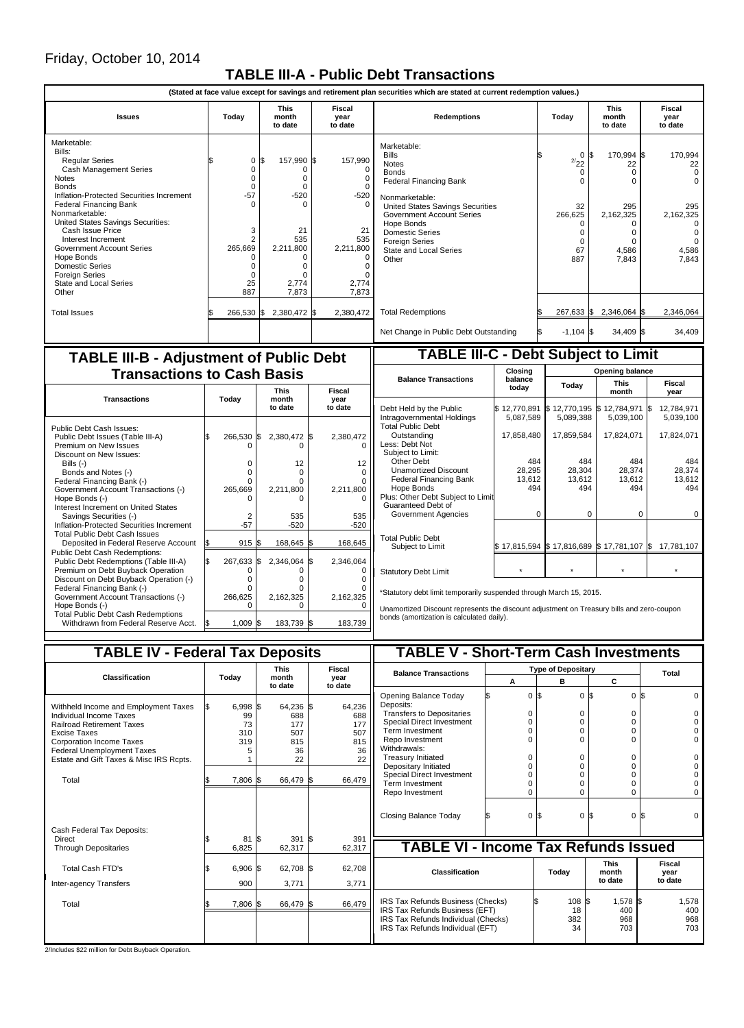Friday, October 10, 2014

# TABLE III-A - Public Debt Transactions

(Stated at face value except for savings and retirement plan securities which are stated at current redemption values.)

| Issues | Today | This month to date | Fiscal year to date |
|---|---|---|---|
| Marketable: | | | |
| Bills: | | | |
| Regular Series | $ 0 | $ 157,990 | $ 157,990 |
| Cash Management Series | 0 | 0 | 0 |
| Notes | 0 | 0 | 0 |
| Bonds | 0 | 0 | 0 |
| Inflation-Protected Securities Increment | -57 | -520 | -520 |
| Federal Financing Bank | 0 | 0 | 0 |
| Nonmarketable: | | | |
| United States Savings Securities: | | | |
| Cash Issue Price | 3 | 21 | 21 |
| Interest Increment | 2 | 535 | 535 |
| Government Account Series | 265,669 | 2,211,800 | 2,211,800 |
| Hope Bonds | 0 | 0 | 0 |
| Domestic Series | 0 | 0 | 0 |
| Foreign Series | 0 | 0 | 0 |
| State and Local Series | 25 | 2,774 | 2,774 |
| Other | 887 | 7,873 | 7,873 |
| Total Issues | $ 266,530 | $ 2,380,472 | $ 2,380,472 |

| Redemptions | Today | This month to date | Fiscal year to date |
|---|---|---|---|
| Marketable: | | | |
| Bills | $ 0 | $ 170,994 | $ 170,994 |
| Notes | 2/ 22 | 22 | 22 |
| Bonds | 0 | 0 | 0 |
| Federal Financing Bank | 0 | 0 | 0 |
| Nonmarketable: | | | |
| United States Savings Securities | 32 | 295 | 295 |
| Government Account Series | 266,625 | 2,162,325 | 2,162,325 |
| Hope Bonds | 0 | 0 | 0 |
| Domestic Series | 0 | 0 | 0 |
| Foreign Series | 0 | 0 | 0 |
| State and Local Series | 67 | 4,586 | 4,586 |
| Other | 887 | 7,843 | 7,843 |
| Total Redemptions | $ 267,633 | $ 2,346,064 | $ 2,346,064 |
| Net Change in Public Debt Outstanding | $ -1,104 | $ 34,409 | $ 34,409 |

# TABLE III-B - Adjustment of Public Debt Transactions to Cash Basis

| Transactions | Today | This month to date | Fiscal year to date |
|---|---|---|---|
| Public Debt Cash Issues: | | | |
| Public Debt Issues (Table III-A) | $ 266,530 | $ 2,380,472 | $ 2,380,472 |
| Premium on New Issues | 0 | 0 | 0 |
| Discount on New Issues: | | | |
| Bills (-) | 0 | 12 | 12 |
| Bonds and Notes (-) | 0 | 0 | 0 |
| Federal Financing Bank (-) | 0 | 0 | 0 |
| Government Account Transactions (-) | 265,669 | 2,211,800 | 2,211,800 |
| Hope Bonds (-) | 0 | 0 | 0 |
| Interest Increment on United States Savings Securities (-) | 2 | 535 | 535 |
| Inflation-Protected Securities Increment | -57 | -520 | -520 |
| Total Public Debt Cash Issues Deposited in Federal Reserve Account | $ 915 | $ 168,645 | $ 168,645 |
| Public Debt Cash Redemptions: | | | |
| Public Debt Redemptions (Table III-A) | $ 267,633 | $ 2,346,064 | $ 2,346,064 |
| Premium on Debt Buyback Operation | 0 | 0 | 0 |
| Discount on Debt Buyback Operation (-) | 0 | 0 | 0 |
| Federal Financing Bank (-) | 0 | 0 | 0 |
| Government Account Transactions (-) | 266,625 | 2,162,325 | 2,162,325 |
| Hope Bonds (-) | 0 | 0 | 0 |
| Total Public Debt Cash Redemptions Withdrawn from Federal Reserve Acct. | $ 1,009 | $ 183,739 | $ 183,739 |

# TABLE III-C - Debt Subject to Limit

| Balance Transactions | Closing balance today | Opening balance Today | Opening balance This month | Opening balance Fiscal year |
|---|---|---|---|---|
| Debt Held by the Public | $ 12,770,891 | $ 12,770,195 | $ 12,784,971 | $ 12,784,971 |
| Intragovernmental Holdings | 5,087,589 | 5,089,388 | 5,039,100 | 5,039,100 |
| Total Public Debt Outstanding | 17,858,480 | 17,859,584 | 17,824,071 | 17,824,071 |
| Less: Debt Not Subject to Limit: | | | | |
| Other Debt | 484 | 484 | 484 | 484 |
| Unamortized Discount | 28,295 | 28,304 | 28,374 | 28,374 |
| Federal Financing Bank | 13,612 | 13,612 | 13,612 | 13,612 |
| Hope Bonds | 494 | 494 | 494 | 494 |
| Plus: Other Debt Subject to Limit | | | | |
| Guaranteed Debt of Government Agencies | 0 | 0 | 0 | 0 |
| Total Public Debt Subject to Limit | $ 17,815,594 | $ 17,816,689 | $ 17,781,107 | $ 17,781,107 |
| Statutory Debt Limit | * | * | * | * |

*Statutory debt limit temporarily suspended through March 15, 2015.

Unamortized Discount represents the discount adjustment on Treasury bills and zero-coupon bonds (amortization is calculated daily).

# TABLE IV - Federal Tax Deposits

| Classification | Today | This month to date | Fiscal year to date |
|---|---|---|---|
| Withheld Income and Employment Taxes | $ 6,998 | $ 64,236 | $ 64,236 |
| Individual Income Taxes | 99 | 688 | 688 |
| Railroad Retirement Taxes | 73 | 177 | 177 |
| Excise Taxes | 310 | 507 | 507 |
| Corporation Income Taxes | 319 | 815 | 815 |
| Federal Unemployment Taxes | 5 | 36 | 36 |
| Estate and Gift Taxes & Misc IRS Rcpts. | 1 | 22 | 22 |
| Total | $ 7,806 | $ 66,479 | $ 66,479 |
| Cash Federal Tax Deposits: | | | |
| Direct | $ 81 | $ 391 | $ 391 |
| Through Depositaries | 6,825 | 62,317 | 62,317 |
| Total Cash FTD's | $ 6,906 | $ 62,708 | $ 62,708 |
| Inter-agency Transfers | 900 | 3,771 | 3,771 |
| Total | $ 7,806 | $ 66,479 | $ 66,479 |

# TABLE V - Short-Term Cash Investments

| Balance Transactions | Type of Depositary A | Type of Depositary B | Type of Depositary C | Total |
|---|---|---|---|---|
| Opening Balance Today | $ 0 | $ 0 | $ 0 | $ 0 |
| Deposits: | | | | |
| Transfers to Depositaries | 0 | 0 | 0 | 0 |
| Special Direct Investment | 0 | 0 | 0 | 0 |
| Term Investment | 0 | 0 | 0 | 0 |
| Repo Investment | 0 | 0 | 0 | 0 |
| Withdrawals: | | | | |
| Treasury Initiated | 0 | 0 | 0 | 0 |
| Depositary Initiated | 0 | 0 | 0 | 0 |
| Special Direct Investment | 0 | 0 | 0 | 0 |
| Term Investment | 0 | 0 | 0 | 0 |
| Repo Investment | 0 | 0 | 0 | 0 |
| Closing Balance Today | $ 0 | $ 0 | $ 0 | $ 0 |

# TABLE VI - Income Tax Refunds Issued

| Classification | Today | This month to date | Fiscal year to date |
|---|---|---|---|
| IRS Tax Refunds Business (Checks) | $ 108 | $ 1,578 | $ 1,578 |
| IRS Tax Refunds Business (EFT) | 18 | 400 | 400 |
| IRS Tax Refunds Individual (Checks) | 382 | 968 | 968 |
| IRS Tax Refunds Individual (EFT) | 34 | 703 | 703 |

2/Includes $22 million for Debt Buyback Operation.